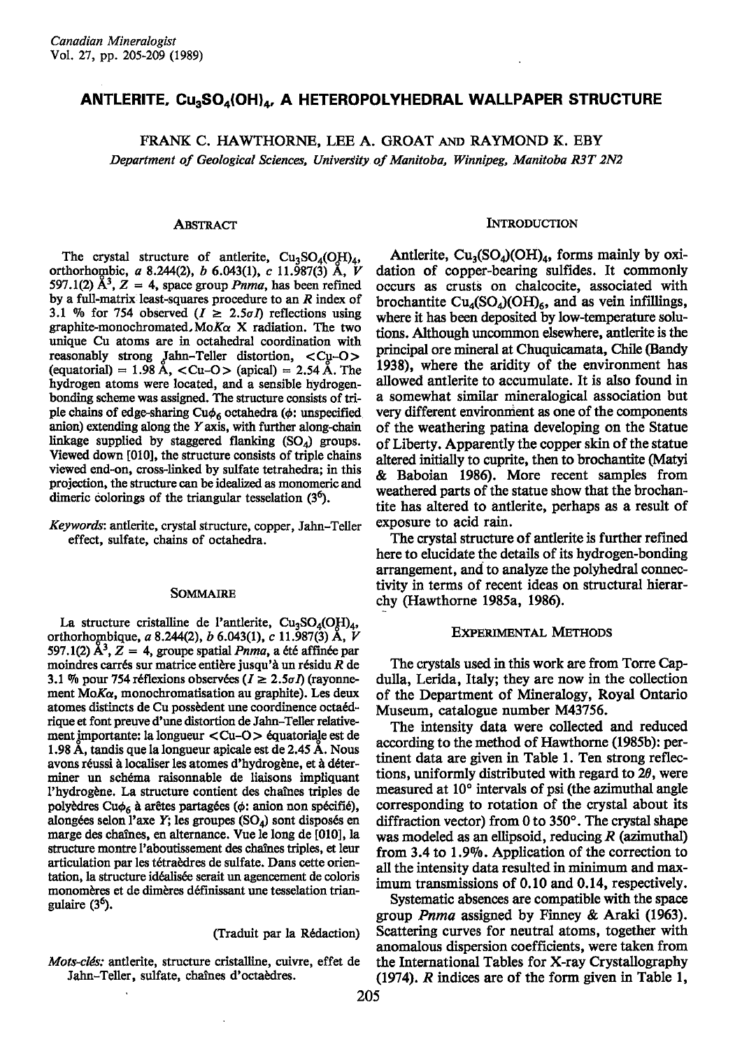# ANTLERITE, $Cu_3SO_4(OH)_4$, A HETEROPOLYHEDRAL WALLPAPER STRUCTURE

FRANK C. HAWTHORNE, LEE A. GROAT AND RAYMOND K. EBY

*Department of Geological Sciences, University of Manitoba, Winnipeg, Manitoba R3T 2N2*

## ABSTRACT

The crystal structure of antlerite, $Cu_3SO_4(OH)_4$, orthorhombic, *a* 8.244(2), *b* 6.043(1), *c* 11.987(3) Å, *V* 597.1(2) Å$^3$, *Z* = 4, space group *Pnma*, has been refined by a full-matrix least-squares procedure to an *R* index of 3.1 % for 754 observed ($I \geq 2.5\sigma I$) reflections using graphite-monochromated MoK$\alpha$ X radiation. The two unique Cu atoms are in octahedral coordination with reasonably strong Jahn–Teller distortion, <Cu–O> (equatorial) = 1.98 Å, <Cu–O> (apical) = 2.54 Å. The hydrogen atoms were located, and a sensible hydrogen-bonding scheme was assigned. The structure consists of triple chains of edge-sharing $Cu\phi_6$ octahedra ($\phi$: unspecified anion) extending along the *Y* axis, with further along-chain linkage supplied by staggered flanking $(SO_4)$ groups. Viewed down [010], the structure consists of triple chains viewed end-on, cross-linked by sulfate tetrahedra; in this projection, the structure can be idealized as monomeric and dimeric colorings of the triangular tesselation ($3^6$).

*Keywords*: antlerite, crystal structure, copper, Jahn–Teller effect, sulfate, chains of octahedra.

## SOMMAIRE

La structure cristalline de l'antlerite, $Cu_3SO_4(OH)_4$, orthorhombique, *a* 8.244(2), *b* 6.043(1), *c* 11.987(3) Å, *V* 597.1(2) Å$^3$, *Z* = 4, groupe spatial *Pnma*, a été affinée par moindres carrés sur matrice entière jusqu'à un résidu *R* de 3.1 % pour 754 réflexions observées ($I \geq 2.5\sigma I$) (rayonnement MoK$\alpha$, monochromatisation au graphite). Les deux atomes distincts de Cu possèdent une coordinence octaédrique et font preuve d'une distortion de Jahn–Teller relativement importante: la longueur <Cu–O> équatoriale est de 1.98 Å, tandis que la longueur apicale est de 2.45 Å. Nous avons réussi à localiser les atomes d'hydrogène, et à déterminer un schéma raisonnable de liaisons impliquant l'hydrogène. La structure contient des chaînes triples de polyèdres $Cu\phi_6$ à arêtes partagées ($\phi$: anion non spécifié), alongées selon l'axe *Y*; les groupes $(SO_4)$ sont disposés en marge des chaînes, en alternance. Vue le long de [010], la structure montre l'aboutissement des chaînes triples, et leur articulation par les tétraèdres de sulfate. Dans cette orientation, la structure idéalisée serait un agencement de coloris monomères et de dimères définissant une tesselation triangulaire ($3^6$).

(Traduit par la Rédaction)

*Mots-clés:* antlerite, structure cristalline, cuivre, effet de Jahn–Teller, sulfate, chaînes d'octaèdres.

## INTRODUCTION

Antlerite, $Cu_3(SO_4)(OH)_4$, forms mainly by oxidation of copper-bearing sulfides. It commonly occurs as crusts on chalcocite, associated with brochantite $Cu_4(SO_4)(OH)_6$, and as vein infillings, where it has been deposited by low-temperature solutions. Although uncommon elsewhere, antlerite is the principal ore mineral at Chuquicamata, Chile (Bandy 1938), where the aridity of the environment has allowed antlerite to accumulate. It is also found in a somewhat similar mineralogical association but very different environment as one of the components of the weathering patina developing on the Statue of Liberty. Apparently the copper skin of the statue altered initially to cuprite, then to brochantite (Matyi & Baboian 1986). More recent samples from weathered parts of the statue show that the brochantite has altered to antlerite, perhaps as a result of exposure to acid rain.

The crystal structure of antlerite is further refined here to elucidate the details of its hydrogen-bonding arrangement, and to analyze the polyhedral connectivity in terms of recent ideas on structural hierarchy (Hawthorne 1985a, 1986).

## EXPERIMENTAL METHODS

The crystals used in this work are from Torre Capdulla, Lerida, Italy; they are now in the collection of the Department of Mineralogy, Royal Ontario Museum, catalogue number M43756.

The intensity data were collected and reduced according to the method of Hawthorne (1985b): pertinent data are given in Table 1. Ten strong reflections, uniformly distributed with regard to 2$\theta$, were measured at 10° intervals of psi (the azimuthal angle corresponding to rotation of the crystal about its diffraction vector) from 0 to 350°. The crystal shape was modeled as an ellipsoid, reducing *R* (azimuthal) from 3.4 to 1.9%. Application of the correction to all the intensity data resulted in minimum and maximum transmissions of 0.10 and 0.14, respectively.

Systematic absences are compatible with the space group *Pnma* assigned by Finney & Araki (1963). Scattering curves for neutral atoms, together with anomalous dispersion coefficients, were taken from the International Tables for X-ray Crystallography (1974). *R* indices are of the form given in Table 1,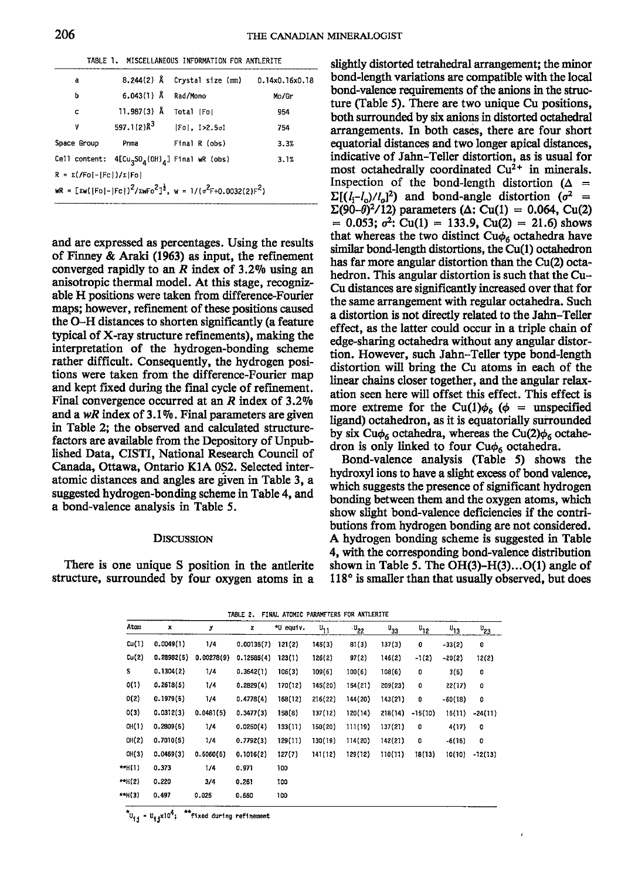TABLE 1. MISCELLANEOUS INFORMATION FOR ANTLERITE

| | | | |
|---|---|---|---|
| a | 8.244(2) Å | Crystal size (mm) | 0.14x0.16x0.18 |
| b | 6.043(1) Å | Rad/Mono | Mo/Gr |
| c | 11.987(3) Å | Total \|Fo\| | 954 |
| V | 597.1(2)Å$^3$ | \|Fo\|, I>2.5σI | 754 |
| Space Group | Pnma | Final R (obs) | 3.3% |
| Cell content: | 4[$Cu_3SO_4(OH)_4$] | Final wR (obs) | 3.1% |

$R = \Sigma(|Fo|-|Fc|)/\Sigma|Fo|$

$wR = [\Sigma w(|Fo|-|Fc|)^2/\Sigma wFo^2]^{\frac{1}{2}}$, $w = 1/(\sigma^2F+0.0032(2)F^2)$

and are expressed as percentages. Using the results of Finney & Araki (1963) as input, the refinement converged rapidly to an $R$ index of 3.2% using an anisotropic thermal model. At this stage, recognizable H positions were taken from difference-Fourier maps; however, refinement of these positions caused the O–H distances to shorten significantly (a feature typical of X-ray structure refinements), making the interpretation of the hydrogen-bonding scheme rather difficult. Consequently, the hydrogen positions were taken from the difference-Fourier map and kept fixed during the final cycle of refinement. Final convergence occurred at an $R$ index of 3.2% and a $wR$ index of 3.1%. Final parameters are given in Table 2; the observed and calculated structure-factors are available from the Depository of Unpublished Data, CISTI, National Research Council of Canada, Ottawa, Ontario K1A 0S2. Selected interatomic distances and angles are given in Table 3, a suggested hydrogen-bonding scheme in Table 4, and a bond-valence analysis in Table 5.

## Discussion

There is one unique S position in the antlerite structure, surrounded by four oxygen atoms in a slightly distorted tetrahedral arrangement; the minor bond-length variations are compatible with the local bond-valence requirements of the anions in the structure (Table 5). There are two unique Cu positions, both surrounded by six anions in distorted octahedral arrangements. In both cases, there are four short equatorial distances and two longer apical distances, indicative of Jahn–Teller distortion, as is usual for most octahedrally coordinated $Cu^{2+}$ in minerals. Inspection of the bond-length distortion ($\Delta = \Sigma[(l_i-l_o)/l_o]^2$) and bond-angle distortion ($\sigma^2 = \Sigma(90-\theta)^2/12$) parameters ($\Delta$: Cu(1) = 0.064, Cu(2) = 0.053; $\sigma^2$: Cu(1) = 133.9, Cu(2) = 21.6) shows that whereas the two distinct $Cu\phi_6$ octahedra have similar bond-length distortions, the Cu(1) octahedron has far more angular distortion than the Cu(2) octahedron. This angular distortion is such that the Cu–Cu distances are significantly increased over that for the same arrangement with regular octahedra. Such a distortion is not directly related to the Jahn–Teller effect, as the latter could occur in a triple chain of edge-sharing octahedra without any angular distortion. However, such Jahn–Teller type bond-length distortion will bring the Cu atoms in each of the linear chains closer together, and the angular relaxation seen here will offset this effect. This effect is more extreme for the Cu(1)$\phi_6$ ($\phi$ = unspecified ligand) octahedron, as it is equatorially surrounded by six $Cu\phi_6$ octahedra, whereas the Cu(2)$\phi_6$ octahedron is only linked to four $Cu\phi_6$ octahedra.

Bond-valence analysis (Table 5) shows the hydroxyl ions to have a slight excess of bond valence, which suggests the presence of significant hydrogen bonding between them and the oxygen atoms, which show slight bond-valence deficiencies if the contributions from hydrogen bonding are not considered. A hydrogen bonding scheme is suggested in Table 4, with the corresponding bond-valence distribution shown in Table 5. The OH(3)–H(3)...O(1) angle of 118° is smaller than that usually observed, but does

TABLE 2. FINAL ATOMIC PARAMETERS FOR ANTLERITE

| Atom | x | y | z | *U equiv. | $U_{11}$ | $U_{22}$ | $U_{33}$ | $U_{12}$ | $U_{13}$ | $U_{23}$ |
|---|---|---|---|---|---|---|---|---|---|---|
| Cu(1) | 0.0049(1) | 1/4 | 0.00135(7) | 121(2) | 145(3) | 81(3) | 137(3) | 0 | -33(2) | 0 |
| Cu(2) | 0.28982(5) | 0.00278(9) | 0.12585(4) | 123(1) | 126(2) | 97(2) | 146(2) | -1(2) | -20(2) | 12(2) |
| S | 0.1304(2) | 1/4 | 0.3642(1) | 106(3) | 109(6) | 100(6) | 108(6) | 0 | 3(5) | 0 |
| O(1) | 0.2618(5) | 1/4 | 0.2829(4) | 170(12) | 145(20) | 154(21) | 209(23) | 0 | 22(17) | 0 |
| O(2) | 0.1979(5) | 1/4 | 0.4778(4) | 168(12) | 216(22) | 144(20) | 143(21) | 0 | -60(18) | 0 |
| O(3) | 0.0312(3) | 0.0481(5) | 0.3477(3) | 158(8) | 137(12) | 120(14) | 218(14) | -15(10) | 15(11) | -24(11) |
| OH(1) | 0.2809(5) | 1/4 | 0.0250(4) | 133(11) | 150(20) | 111(19) | 137(21) | 0 | 4(17) | 0 |
| OH(2) | 0.7010(5) | 1/4 | 0.7792(3) | 129(11) | 130(19) | 114(20) | 142(21) | 0 | -6(16) | 0 |
| OH(3) | 0.0469(3) | 0.5060(5) | 0.1016(2) | 127(7) | 141(12) | 129(12) | 110(11) | 18(13) | 10(10) | -12(13) |
| **H(1) | 0.373 | 1/4 | 0.971 | 100 | | | | | | |
| **H(2) | 0.220 | 3/4 | 0.261 | 100 | | | | | | |
| **H(3) | 0.497 | 0.025 | 0.660 | 100 | | | | | | |

*$U_{ij} = U_{ij} \times 10^4$; **fixed during refinement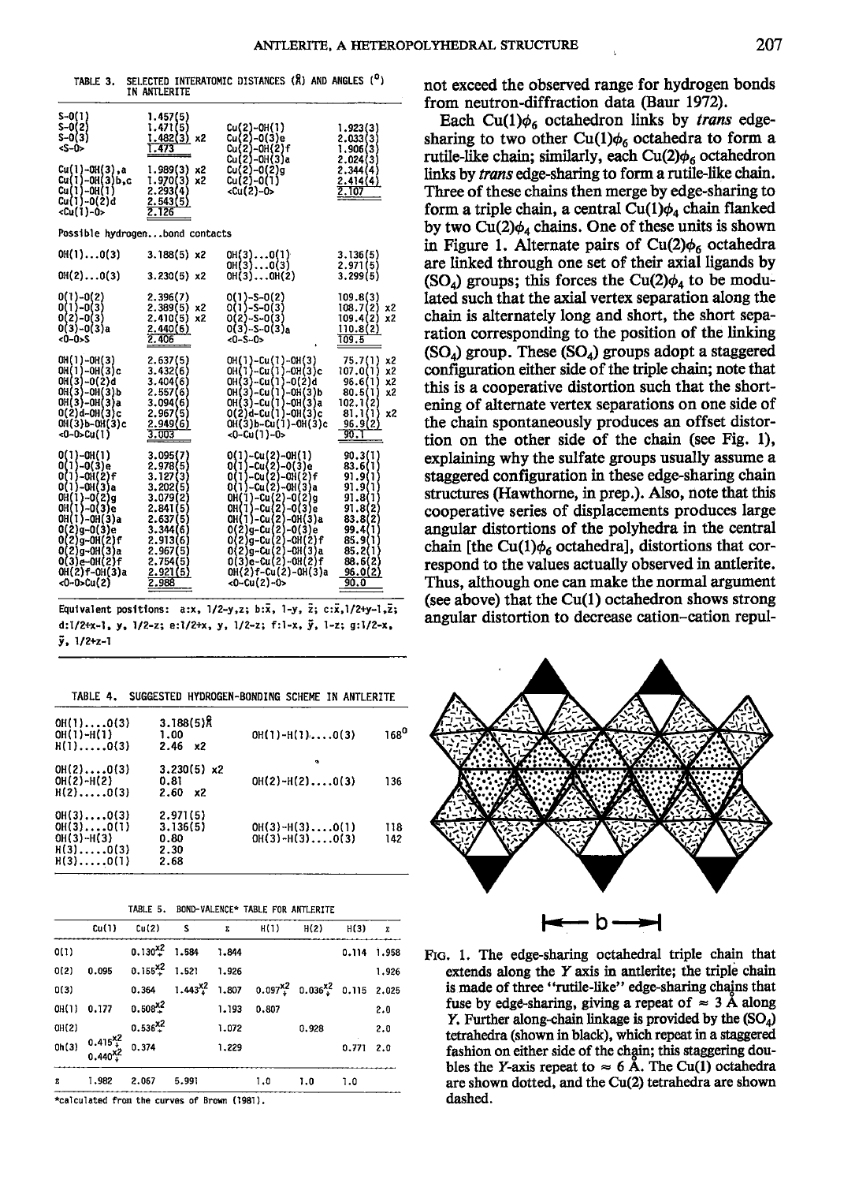TABLE 3. SELECTED INTERATOMIC DISTANCES (Å) AND ANGLES (°) IN ANTLERITE

| | | | |
|---|---|---|---|
| S-O(1) | 1.457(5) | | |
| S-O(2) | 1.471(5) | Cu(2)-OH(1) | 1.923(3) |
| S-O(3) | 1.482(3) x2 | Cu(2)-O(3)e | 2.033(3) |
| <S-O> | 1.473 | Cu(2)-OH(2)f | 1.906(3) |
| | | Cu(2)-OH(3)a | 2.024(3) |
| Cu(1)-OH(3),a | 1.989(3) x2 | Cu(2)-O(2)g | 2.344(4) |
| Cu(1)-OH(3)b,c | 1.970(3) x2 | Cu(2)-O(1) | 2.414(4) |
| Cu(1)-OH(1) | 2.293(4) | <Cu(2)-O> | 2.107 |
| Cu(1)-O(2)d | 2.543(5) | | |
| <Cu(1)-O> | 2.126 | | |

Possible hydrogen...bond contacts

| | | | |
|---|---|---|---|
| OH(1)...O(3) | 3.188(5) x2 | OH(3)...O(1) | 3.136(5) |
| | | OH(3)...O(3) | 2.971(5) |
| OH(2)...O(3) | 3.230(5) x2 | OH(3)...OH(2) | 3.299(5) |
| O(1)-O(2) | 2.396(7) | O(1)-S-O(2) | 109.8(3) |
| O(1)-O(3) | 2.389(5) x2 | O(1)-S-O(3) | 108.7(2) x2 |
| O(2)-O(3) | 2.410(5) x2 | O(2)-S-O(3) | 109.4(2) x2 |
| O(3)-O(3)a | 2.440(6) | O(3)-S-O(3)a | 110.8(2) |
| <O-O>S | 2.406 | <O-S-O> | 109.5 |
| OH(1)-OH(3) | 2.637(5) | OH(1)-Cu(1)-OH(3) | 75.7(1) x2 |
| OH(1)-OH(3)c | 3.432(6) | OH(1)-Cu(1)-OH(3)c | 107.0(1) x2 |
| OH(3)-O(2)d | 3.404(6) | OH(3)-Cu(1)-O(2)d | 96.6(1) x2 |
| OH(3)-OH(3)b | 2.557(6) | OH(3)-Cu(1)-OH(3)b | 80.5(1) x2 |
| OH(3)-OH(3)a | 3.094(6) | OH(3)-Cu(1)-OH(3)a | 102.1(2) |
| O(2)d-OH(3)c | 2.967(5) | O(2)d-Cu(1)-OH(3)c | 81.1(1) x2 |
| OH(3)b-OH(3)c | 2.949(6) | OH(3)b-Cu(1)-OH(3)c | 96.9(2) |
| <O-O>Cu(1) | 3.003 | <O-Cu(1)-O> | 90.1 |
| O(1)-OH(1) | 3.095(7) | O(1)-Cu(2)-OH(1) | 90.3(1) |
| O(1)-O(3)e | 2.978(5) | O(1)-Cu(2)-O(3)e | 83.6(1) |
| O(1)-OH(2)f | 3.127(3) | O(1)-Cu(2)-OH(2)f | 91.9(1) |
| O(1)-OH(3)a | 3.202(5) | O(1)-Cu(2)-OH(3)a | 91.9(1) |
| OH(1)-O(2)g | 3.079(2) | OH(1)-Cu(2)-O(2)g | 91.8(1) |
| OH(1)-O(3)e | 2.841(5) | OH(1)-Cu(2)-O(3)e | 91.8(2) |
| OH(1)-OH(3)a | 2.637(5) | OH(1)-Cu(2)-OH(3)a | 83.8(2) |
| O(2)g-O(3)e | 3.344(6) | O(2)g-Cu(2)-O(3)e | 99.4(1) |
| O(2)g-OH(2)f | 2.913(6) | O(2)g-Cu(2)-OH(2)f | 85.9(1) |
| O(2)g-OH(3)a | 2.967(5) | O(2)g-Cu(2)-OH(3)a | 85.2(1) |
| O(3)e-OH(2)f | 2.754(5) | O(3)e-Cu(2)-OH(2)f | 88.6(2) |
| OH(2)f-OH(3)a | 2.921(5) | OH(2)f-Cu(2)-OH(3)a | 96.0(2) |
| <O-O>Cu(2) | 2.988 | <O-Cu(2)-O> | 90.0 |

Equivalent positions: a:x, 1/2-y,z; b:x̄, 1-y, z̄; c:x̄,1/2+y-1,z̄; d:1/2+x-1, y, 1/2-z; e:1/2+x, y, 1/2-z; f:1-x, ȳ, 1-z; g:1/2-x, ȳ, 1/2+z-1

TABLE 4. SUGGESTED HYDROGEN-BONDING SCHEME IN ANTLERITE

| | | | |
|---|---|---|---|
| OH(1)....O(3) | 3.188(5)Å | | |
| OH(1)-H(1) | 1.00 | OH(1)-H(1)....O(3) | 168° |
| H(1).....O(3) | 2.46 x2 | | |
| OH(2)....O(3) | 3.230(5) x2 | | |
| OH(2)-H(2) | 0.81 | OH(2)-H(2)....O(3) | 136 |
| H(2).....O(3) | 2.60 x2 | | |
| OH(3)....O(3) | 2.971(5) | | |
| OH(3)....O(1) | 3.136(5) | OH(3)-H(3)....O(1) | 118 |
| OH(3)-H(3) | 0.80 | OH(3)-H(3)....O(3) | 142 |
| H(3).....O(3) | 2.30 | | |
| H(3).....O(1) | 2.68 | | |

TABLE 5. BOND-VALENCE* TABLE FOR ANTLERITE

| | Cu(1) | Cu(2) | S | Σ | H(1) | H(2) | H(3) | Σ |
|---|---|---|---|---|---|---|---|---|
| O(1) | | 0.130x2↓ | 1.584 | 1.844 | | | 0.114 | 1.958 |
| O(2) | 0.095 | 0.155x2↓ | 1.521 | 1.926 | | | | 1.926 |
| O(3) | | 0.364 | 1.443x2↓ | 1.807 | 0.097x2↓ | 0.036x2↓ | 0.115 | 2.025 |
| OH(1) | 0.177 | 0.508x2↓ | | 1.193 | 0.807 | | | 2.0 |
| OH(2) | | 0.536x2↓ | | 1.072 | | 0.928 | | 2.0 |
| OH(3) | 0.415x2↓ 0.440x2↓ | 0.374 | | 1.229 | | | 0.771 | 2.0 |
| Σ | 1.982 | 2.067 | 5.991 | | 1.0 | 1.0 | 1.0 | |

*calculated from the curves of Brown (1981).

not exceed the observed range for hydrogen bonds from neutron-diffraction data (Baur 1972).

Each Cu(1)$\phi_6$ octahedron links by *trans* edge-sharing to two other Cu(1)$\phi_6$ octahedra to form a rutile-like chain; similarly, each Cu(2)$\phi_6$ octahedron links by *trans* edge-sharing to form a rutile-like chain. Three of these chains then merge by edge-sharing to form a triple chain, a central Cu(1)$\phi_4$ chain flanked by two Cu(2)$\phi_4$ chains. One of these units is shown in Figure 1. Alternate pairs of Cu(2)$\phi_6$ octahedra are linked through one set of their axial ligands by ($SO_4$) groups; this forces the Cu(2)$\phi_4$ to be modulated such that the axial vertex separation along the chain is alternately long and short, the short separation corresponding to the position of the linking ($SO_4$) group. These ($SO_4$) groups adopt a staggered configuration either side of the triple chain; note that this is a cooperative distortion such that the shortening of alternate vertex separations on one side of the chain spontaneously produces an offset distortion on the other side of the chain (see Fig. 1), explaining why the sulfate groups usually assume a staggered configuration in these edge-sharing chain structures (Hawthorne, in prep.). Also, note that this cooperative series of displacements produces large angular distortions of the polyhedra in the central chain [the Cu(1)$\phi_6$ octahedra], distortions that correspond to the values actually observed in antlerite. Thus, although one can make the normal argument (see above) that the Cu(1) octahedron shows strong angular distortion to decrease cation–cation repul-

FIG. 1. The edge-sharing octahedral triple chain that extends along the *Y* axis in antlerite; the triple chain is made of three "rutile-like" edge-sharing chains that fuse by edge-sharing, giving a repeat of ≈ 3 Å along *Y*. Further along-chain linkage is provided by the ($SO_4$) tetrahedra (shown in black), which repeat in a staggered fashion on either side of the chain; this staggering doubles the *Y*-axis repeat to ≈ 6 Å. The Cu(1) octahedra are shown dotted, and the Cu(2) tetrahedra are shown dashed.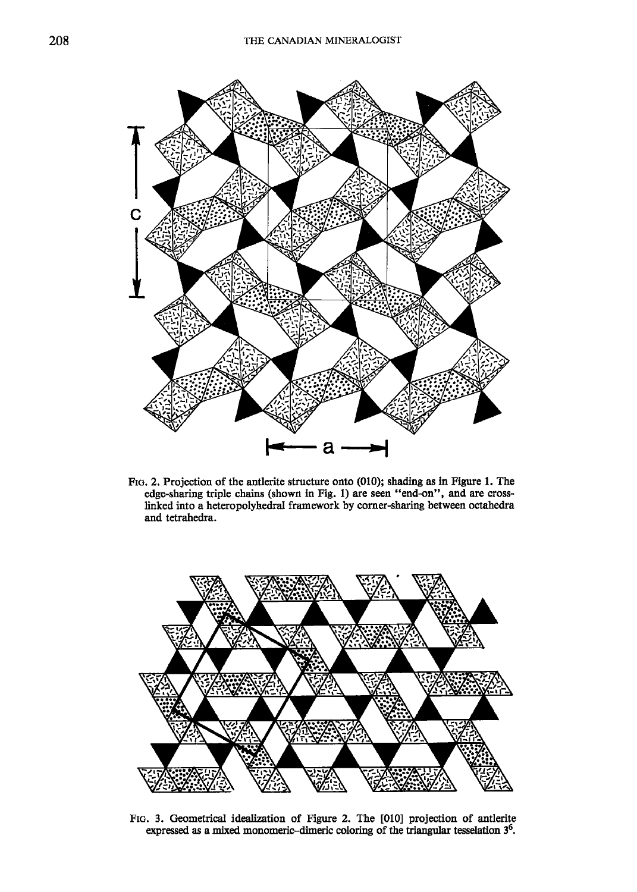FIG. 2. Projection of the antlerite structure onto (010); shading as in Figure 1. The edge-sharing triple chains (shown in Fig. 1) are seen "end-on", and are cross-linked into a heteropolyhedral framework by corner-sharing between octahedra and tetrahedra.

FIG. 3. Geometrical idealization of Figure 2. The [010] projection of antlerite expressed as a mixed monomeric–dimeric coloring of the triangular tesselation $3^6$.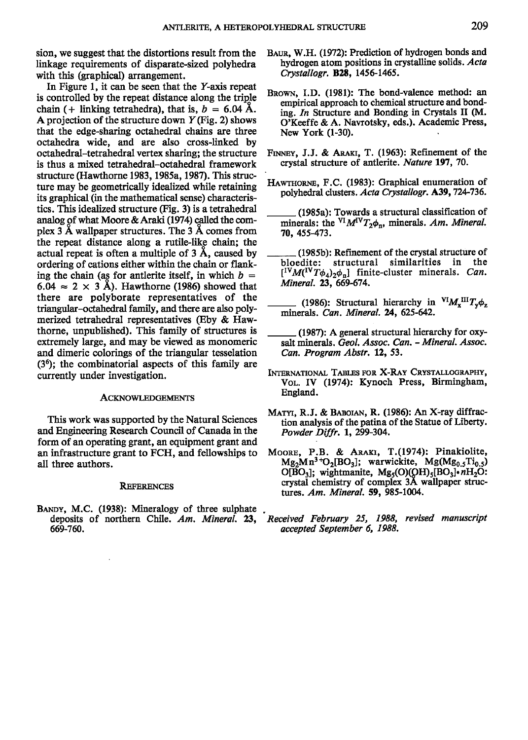sion, we suggest that the distortions result from the linkage requirements of disparate-sized polyhedra with this (graphical) arrangement.

In Figure 1, it can be seen that the *Y*-axis repeat is controlled by the repeat distance along the triple chain (+ linking tetrahedra), that is, $b$ = 6.04 Å. A projection of the structure down *Y* (Fig. 2) shows that the edge-sharing octahedral chains are three octahedra wide, and are also cross-linked by octahedral–tetrahedral vertex sharing; the structure is thus a mixed tetrahedral–octahedral framework structure (Hawthorne 1983, 1985a, 1987). This structure may be geometrically idealized while retaining its graphical (in the mathematical sense) characteristics. This idealized structure (Fig. 3) is a tetrahedral analog of what Moore & Araki (1974) called the complex 3 Å wallpaper structures. The 3 Å comes from the repeat distance along a rutile-like chain; the actual repeat is often a multiple of 3 Å, caused by ordering of cations either within the chain or flanking the chain (as for antlerite itself, in which $b$ = 6.04 ≈ 2 × 3 Å). Hawthorne (1986) showed that there are polyborate representatives of the triangular-octahedral family, and there are also polymerized tetrahedral representatives (Eby & Hawthorne, unpublished). This family of structures is extremely large, and may be viewed as monomeric and dimeric colorings of the triangular tesselation ($3^6$); the combinatorial aspects of this family are currently under investigation.

## Acknowledgements

This work was supported by the Natural Sciences and Engineering Research Council of Canada in the form of an operating grant, an equipment grant and an infrastructure grant to FCH, and fellowships to all three authors.

## References

Bandy, M.C. (1938): Mineralogy of three sulphate deposits of northern Chile. *Am. Mineral.* **23**, 669-760.

Baur, W.H. (1972): Prediction of hydrogen bonds and hydrogen atom positions in crystalline solids. *Acta Crystallogr.* **B28**, 1456-1465.

Brown, I.D. (1981): The bond-valence method: an empirical approach to chemical structure and bonding. *In* Structure and Bonding in Crystals II (M. O'Keeffe & A. Navrotsky, eds.). Academic Press, New York (1-30).

Finney, J.J. & Araki, T. (1963): Refinement of the crystal structure of antlerite. *Nature* **197**, 70.

Hawthorne, F.C. (1983): Graphical enumeration of polyhedral clusters. *Acta Crystallogr.* **A39**, 724-736.

______ (1985a): Towards a structural classification of minerals: the $^{VI}M^{IV}T_2\phi_n$ minerals. *Am. Mineral.* **70**, 455-473.

______ (1985b): Refinement of the crystal structure of bloedite: structural similarities in the $[^{IV}M(^{IV}T\phi_4)_2\phi_n]$ finite-cluster minerals. *Can. Mineral.* **23**, 669-674.

______ (1986): Structural hierarchy in $^{VI}M_x{}^{III}T_y\phi_z$ minerals. *Can. Mineral.* **24**, 625-642.

______ (1987): A general structural hierarchy for oxysalt minerals. *Geol. Assoc. Can. - Mineral. Assoc. Can. Program Abstr.* **12**, 53.

International Tables for X-Ray Crystallography, Vol. IV (1974): Kynoch Press, Birmingham, England.

Matyi, R.J. & Baboian, R. (1986): An X-ray diffraction analysis of the patina of the Statue of Liberty. *Powder Diffr.* **1**, 299-304.

Moore, P.B. & Araki, T. (1974): Pinakiolite, $Mg_2Mn^{3+}O_2[BO_3]$; warwickite, $Mg(Mg_{0.5}Ti_{0.5})O[BO_3]$; wightmanite, $Mg_5(O)(OH)_5[BO_3]\cdot nH_2O$: crystal chemistry of complex 3Å wallpaper structures. *Am. Mineral.* **59**, 985-1004.

*Received February 25, 1988, revised manuscript accepted September 6, 1988.*